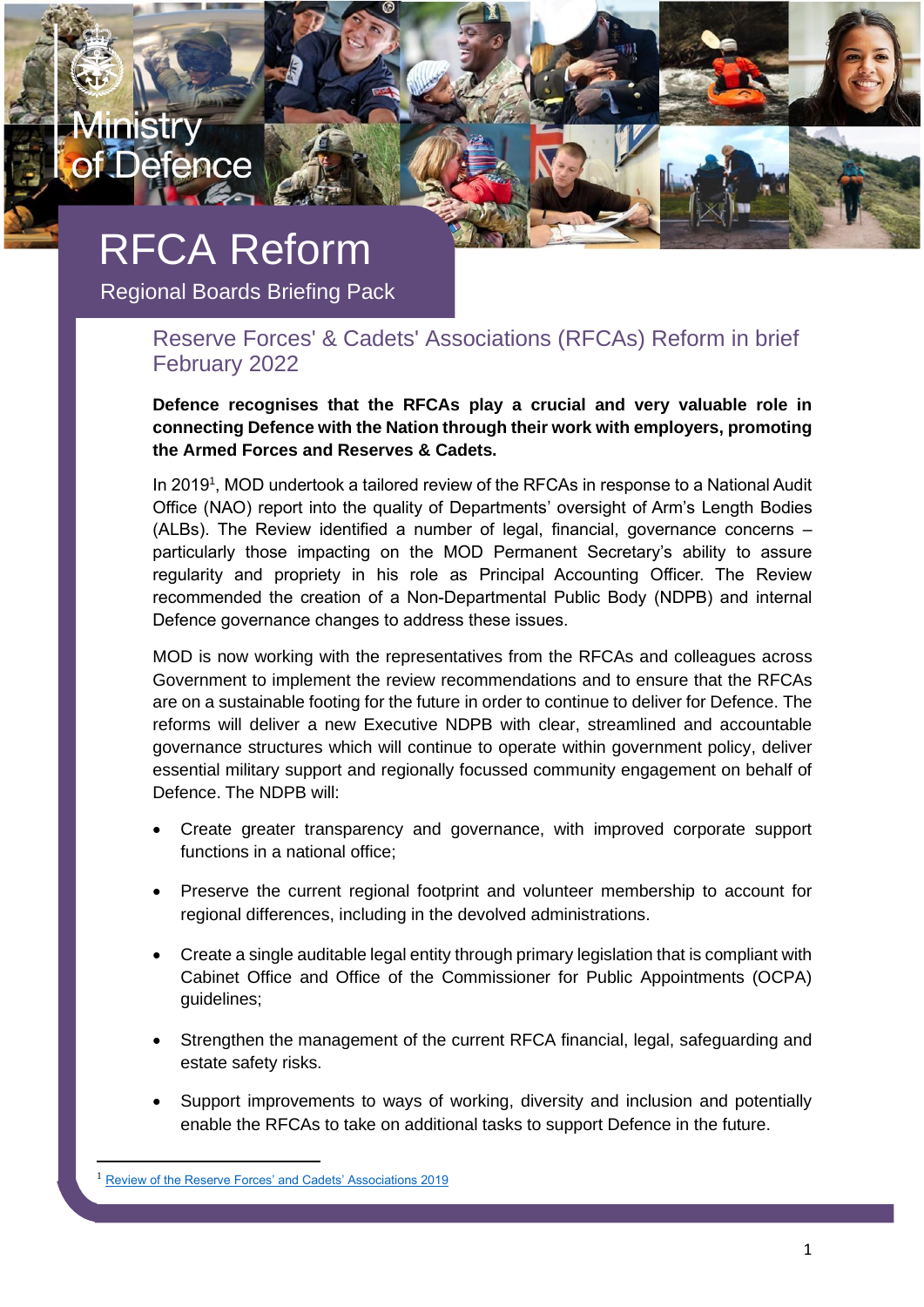Ministry of Defence

# RFCA Reform

Regional Boards Briefing Pack

## Reserve Forces' & Cadets' Associations (RFCAs) Reform in brief February 2022

**Defence recognises that the RFCAs play a crucial and very valuable role in connecting Defence with the Nation through their work with employers, promoting the Armed Forces and Reserves & Cadets.**

In 2019[1], MOD undertook a tailored review of the RFCAs in response to a National Audit Office (NAO) report into the quality of Departments' oversight of Arm's Length Bodies (ALBs). The Review identified a number of legal, financial, governance concerns – particularly those impacting on the MOD Permanent Secretary's ability to assure regularity and propriety in his role as Principal Accounting Officer. The Review recommended the creation of a Non-Departmental Public Body (NDPB) and internal Defence governance changes to address these issues.

MOD is now working with the representatives from the RFCAs and colleagues across Government to implement the review recommendations and to ensure that the RFCAs are on a sustainable footing for the future in order to continue to deliver for Defence. The reforms will deliver a new Executive NDPB with clear, streamlined and accountable governance structures which will continue to operate within government policy, deliver essential military support and regionally focussed community engagement on behalf of Defence. The NDPB will:

- Create greater transparency and governance, with improved corporate support functions in a national office;
- Preserve the current regional footprint and volunteer membership to account for regional differences, including in the devolved administrations.
- Create a single auditable legal entity through primary legislation that is compliant with Cabinet Office and Office of the Commissioner for Public Appointments (OCPA) guidelines;
- Strengthen the management of the current RFCA financial, legal, safeguarding and estate safety risks.
- Support improvements to ways of working, diversity and inclusion and potentially enable the RFCAs to take on additional tasks to support Defence in the future.

[1] Review of the Reserve Forces' and Cadets' Associations 2019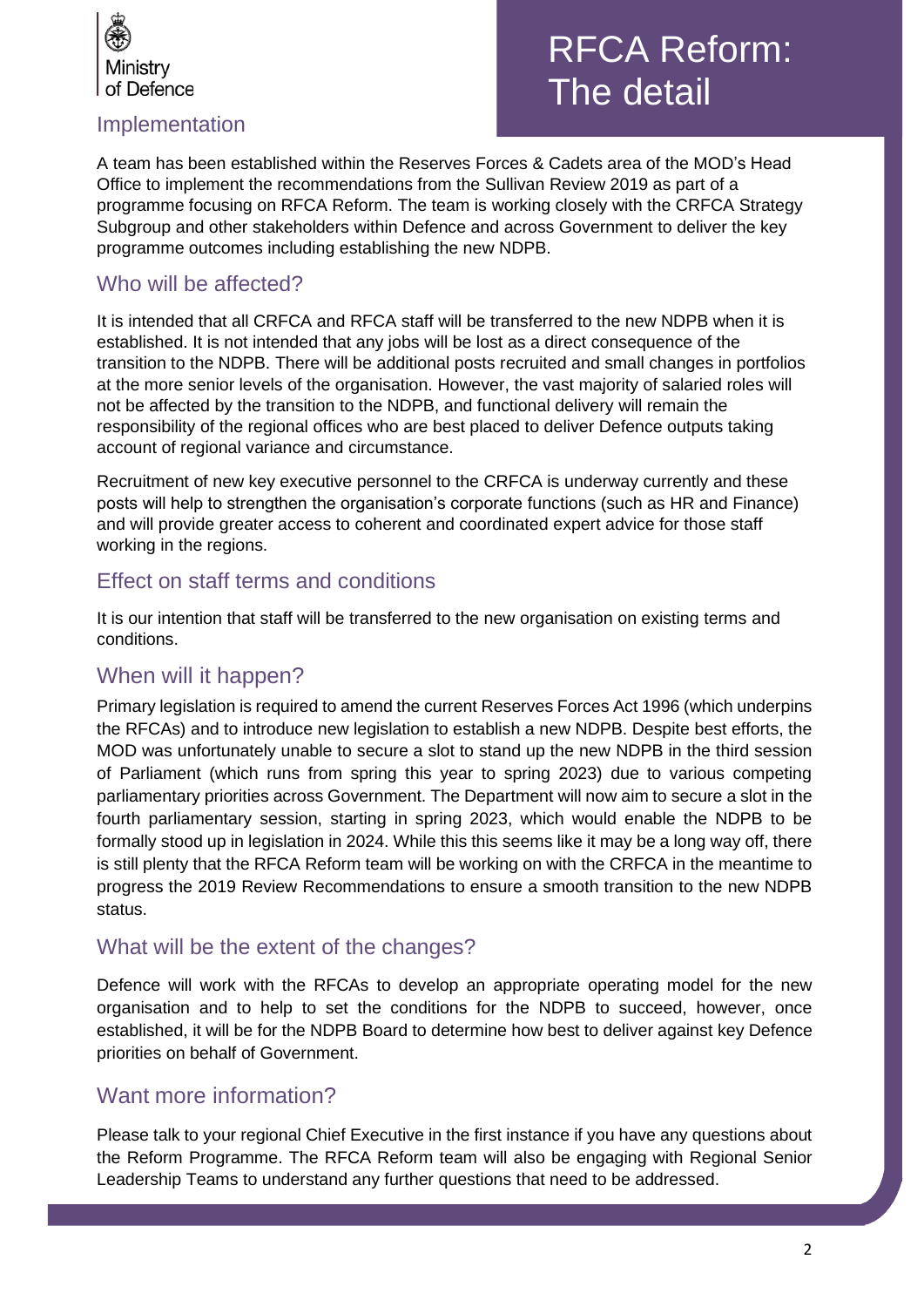Ministry of Defence

# RFCA Reform: The detail

## Implementation

A team has been established within the Reserves Forces & Cadets area of the MOD's Head Office to implement the recommendations from the Sullivan Review 2019 as part of a programme focusing on RFCA Reform. The team is working closely with the CRFCA Strategy Subgroup and other stakeholders within Defence and across Government to deliver the key programme outcomes including establishing the new NDPB.

## Who will be affected?

It is intended that all CRFCA and RFCA staff will be transferred to the new NDPB when it is established. It is not intended that any jobs will be lost as a direct consequence of the transition to the NDPB. There will be additional posts recruited and small changes in portfolios at the more senior levels of the organisation. However, the vast majority of salaried roles will not be affected by the transition to the NDPB, and functional delivery will remain the responsibility of the regional offices who are best placed to deliver Defence outputs taking account of regional variance and circumstance.

Recruitment of new key executive personnel to the CRFCA is underway currently and these posts will help to strengthen the organisation's corporate functions (such as HR and Finance) and will provide greater access to coherent and coordinated expert advice for those staff working in the regions.

## Effect on staff terms and conditions

It is our intention that staff will be transferred to the new organisation on existing terms and conditions.

## When will it happen?

Primary legislation is required to amend the current Reserves Forces Act 1996 (which underpins the RFCAs) and to introduce new legislation to establish a new NDPB. Despite best efforts, the MOD was unfortunately unable to secure a slot to stand up the new NDPB in the third session of Parliament (which runs from spring this year to spring 2023) due to various competing parliamentary priorities across Government. The Department will now aim to secure a slot in the fourth parliamentary session, starting in spring 2023, which would enable the NDPB to be formally stood up in legislation in 2024. While this this seems like it may be a long way off, there is still plenty that the RFCA Reform team will be working on with the CRFCA in the meantime to progress the 2019 Review Recommendations to ensure a smooth transition to the new NDPB status.

## What will be the extent of the changes?

Defence will work with the RFCAs to develop an appropriate operating model for the new organisation and to help to set the conditions for the NDPB to succeed, however, once established, it will be for the NDPB Board to determine how best to deliver against key Defence priorities on behalf of Government.

## Want more information?

Please talk to your regional Chief Executive in the first instance if you have any questions about the Reform Programme. The RFCA Reform team will also be engaging with Regional Senior Leadership Teams to understand any further questions that need to be addressed.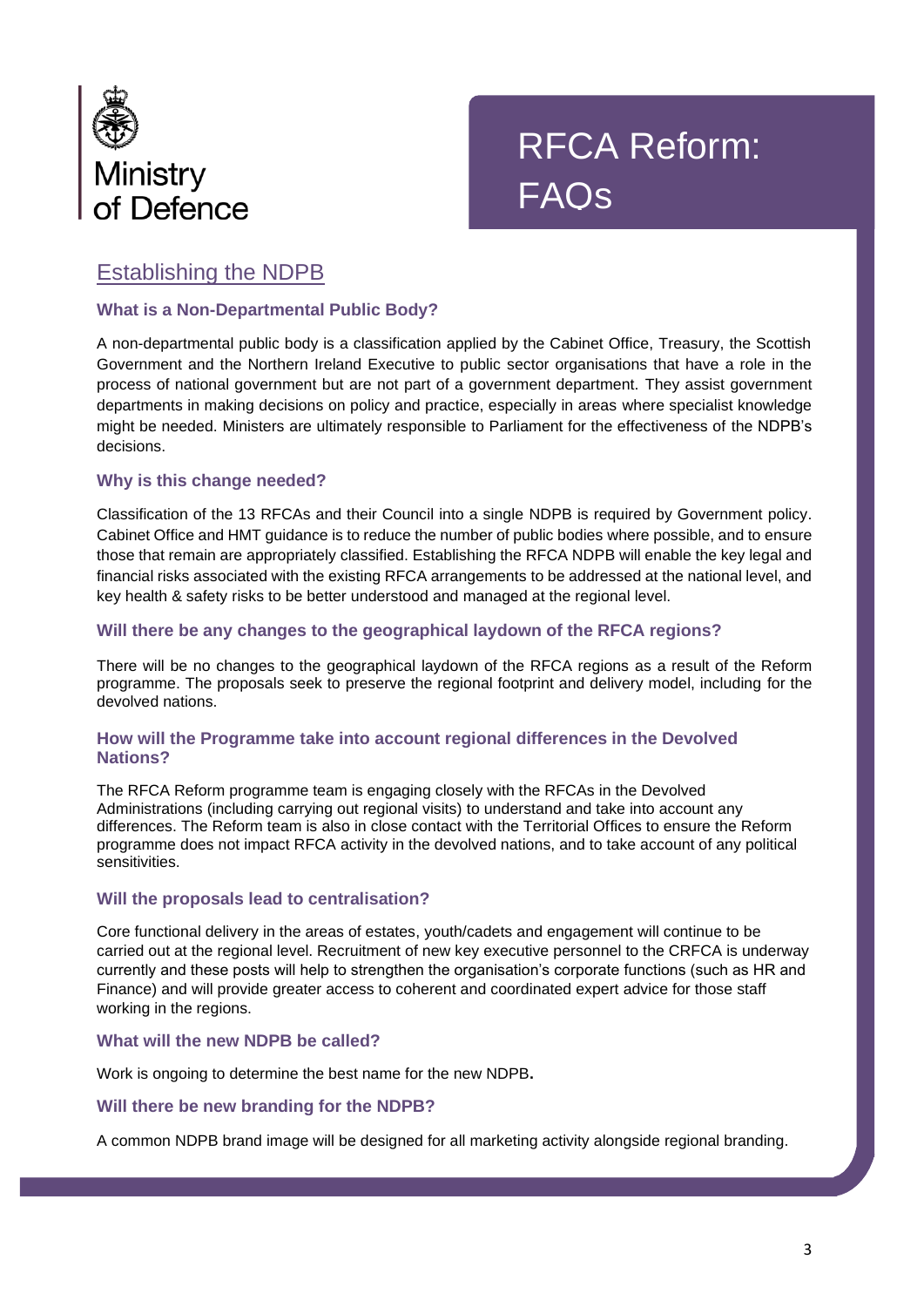Ministry of Defence

# RFCA Reform: FAQs

## Establishing the NDPB

### What is a Non-Departmental Public Body?

A non-departmental public body is a classification applied by the Cabinet Office, Treasury, the Scottish Government and the Northern Ireland Executive to public sector organisations that have a role in the process of national government but are not part of a government department. They assist government departments in making decisions on policy and practice, especially in areas where specialist knowledge might be needed. Ministers are ultimately responsible to Parliament for the effectiveness of the NDPB's decisions.

### Why is this change needed?

Classification of the 13 RFCAs and their Council into a single NDPB is required by Government policy. Cabinet Office and HMT guidance is to reduce the number of public bodies where possible, and to ensure those that remain are appropriately classified. Establishing the RFCA NDPB will enable the key legal and financial risks associated with the existing RFCA arrangements to be addressed at the national level, and key health & safety risks to be better understood and managed at the regional level.

### Will there be any changes to the geographical laydown of the RFCA regions?

There will be no changes to the geographical laydown of the RFCA regions as a result of the Reform programme. The proposals seek to preserve the regional footprint and delivery model, including for the devolved nations.

### How will the Programme take into account regional differences in the Devolved Nations?

The RFCA Reform programme team is engaging closely with the RFCAs in the Devolved Administrations (including carrying out regional visits) to understand and take into account any differences. The Reform team is also in close contact with the Territorial Offices to ensure the Reform programme does not impact RFCA activity in the devolved nations, and to take account of any political sensitivities.

### Will the proposals lead to centralisation?

Core functional delivery in the areas of estates, youth/cadets and engagement will continue to be carried out at the regional level. Recruitment of new key executive personnel to the CRFCA is underway currently and these posts will help to strengthen the organisation's corporate functions (such as HR and Finance) and will provide greater access to coherent and coordinated expert advice for those staff working in the regions.

### What will the new NDPB be called?

Work is ongoing to determine the best name for the new NDPB**.**

### Will there be new branding for the NDPB?

A common NDPB brand image will be designed for all marketing activity alongside regional branding.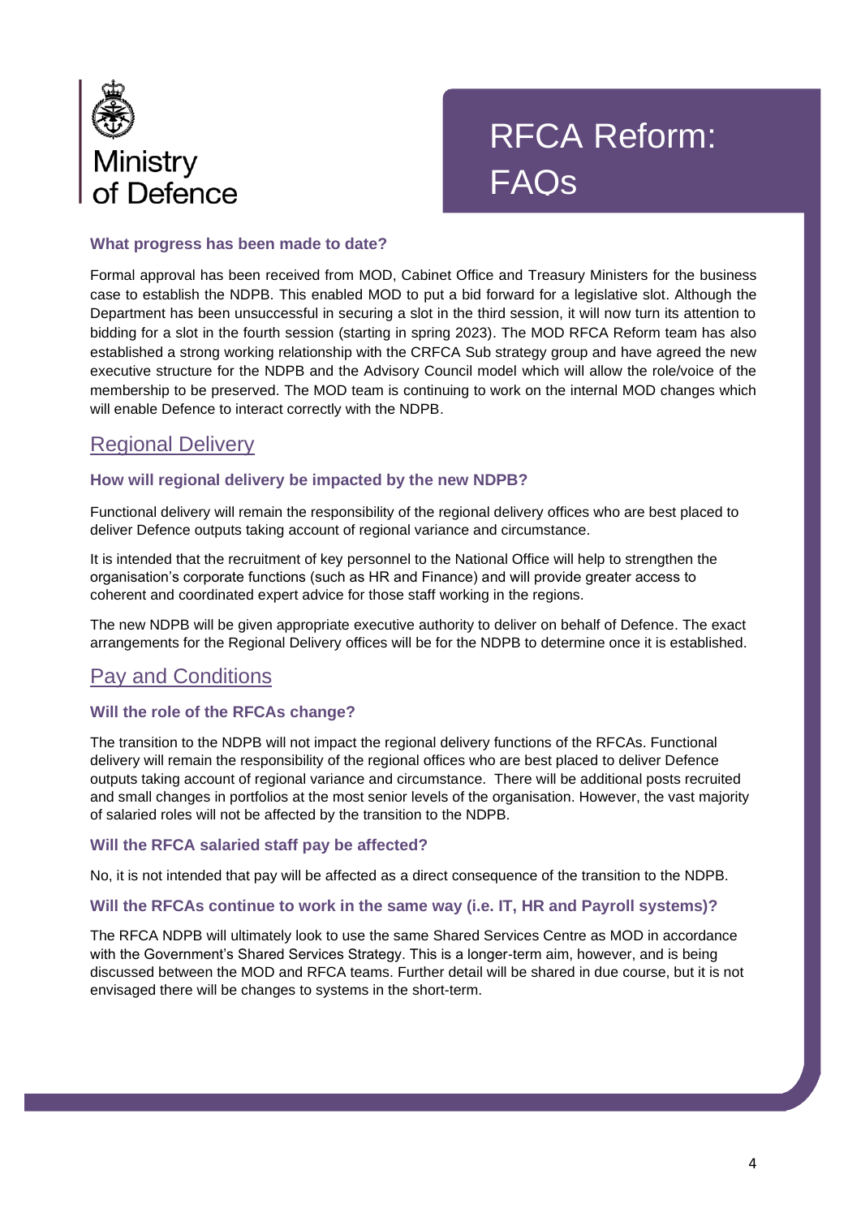# RFCA Reform: FAQs

### What progress has been made to date?

Formal approval has been received from MOD, Cabinet Office and Treasury Ministers for the business case to establish the NDPB. This enabled MOD to put a bid forward for a legislative slot. Although the Department has been unsuccessful in securing a slot in the third session, it will now turn its attention to bidding for a slot in the fourth session (starting in spring 2023). The MOD RFCA Reform team has also established a strong working relationship with the CRFCA Sub strategy group and have agreed the new executive structure for the NDPB and the Advisory Council model which will allow the role/voice of the membership to be preserved. The MOD team is continuing to work on the internal MOD changes which will enable Defence to interact correctly with the NDPB.

## Regional Delivery

### How will regional delivery be impacted by the new NDPB?

Functional delivery will remain the responsibility of the regional delivery offices who are best placed to deliver Defence outputs taking account of regional variance and circumstance.

It is intended that the recruitment of key personnel to the National Office will help to strengthen the organisation's corporate functions (such as HR and Finance) and will provide greater access to coherent and coordinated expert advice for those staff working in the regions.

The new NDPB will be given appropriate executive authority to deliver on behalf of Defence. The exact arrangements for the Regional Delivery offices will be for the NDPB to determine once it is established.

## Pay and Conditions

### Will the role of the RFCAs change?

The transition to the NDPB will not impact the regional delivery functions of the RFCAs. Functional delivery will remain the responsibility of the regional offices who are best placed to deliver Defence outputs taking account of regional variance and circumstance. There will be additional posts recruited and small changes in portfolios at the most senior levels of the organisation. However, the vast majority of salaried roles will not be affected by the transition to the NDPB.

### Will the RFCA salaried staff pay be affected?

No, it is not intended that pay will be affected as a direct consequence of the transition to the NDPB.

### Will the RFCAs continue to work in the same way (i.e. IT, HR and Payroll systems)?

The RFCA NDPB will ultimately look to use the same Shared Services Centre as MOD in accordance with the Government's Shared Services Strategy. This is a longer-term aim, however, and is being discussed between the MOD and RFCA teams. Further detail will be shared in due course, but it is not envisaged there will be changes to systems in the short-term.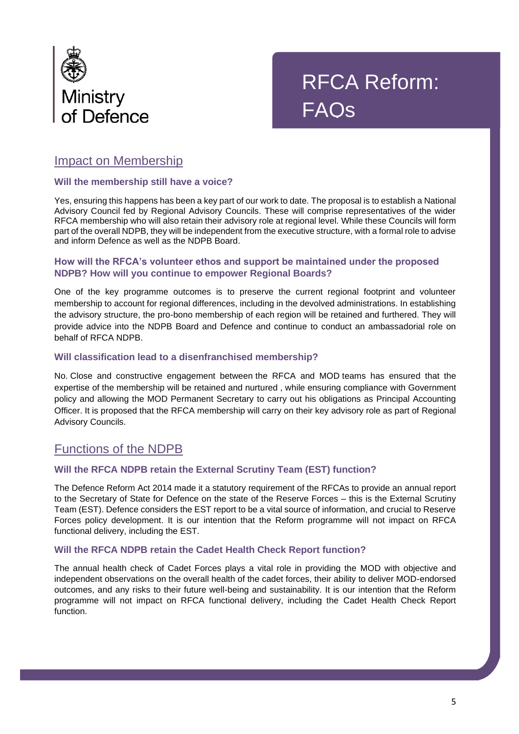Ministry of Defence

# RFCA Reform: FAQs

## Impact on Membership

### Will the membership still have a voice?

Yes, ensuring this happens has been a key part of our work to date. The proposal is to establish a National Advisory Council fed by Regional Advisory Councils. These will comprise representatives of the wider RFCA membership who will also retain their advisory role at regional level. While these Councils will form part of the overall NDPB, they will be independent from the executive structure, with a formal role to advise and inform Defence as well as the NDPB Board.

### How will the RFCA's volunteer ethos and support be maintained under the proposed NDPB? How will you continue to empower Regional Boards?

One of the key programme outcomes is to preserve the current regional footprint and volunteer membership to account for regional differences, including in the devolved administrations. In establishing the advisory structure, the pro-bono membership of each region will be retained and furthered. They will provide advice into the NDPB Board and Defence and continue to conduct an ambassadorial role on behalf of RFCA NDPB.

### Will classification lead to a disenfranchised membership?

No. Close and constructive engagement between the RFCA and MOD teams has ensured that the expertise of the membership will be retained and nurtured , while ensuring compliance with Government policy and allowing the MOD Permanent Secretary to carry out his obligations as Principal Accounting Officer. It is proposed that the RFCA membership will carry on their key advisory role as part of Regional Advisory Councils.

## Functions of the NDPB

### Will the RFCA NDPB retain the External Scrutiny Team (EST) function?

The Defence Reform Act 2014 made it a statutory requirement of the RFCAs to provide an annual report to the Secretary of State for Defence on the state of the Reserve Forces – this is the External Scrutiny Team (EST). Defence considers the EST report to be a vital source of information, and crucial to Reserve Forces policy development. It is our intention that the Reform programme will not impact on RFCA functional delivery, including the EST.

### Will the RFCA NDPB retain the Cadet Health Check Report function?

The annual health check of Cadet Forces plays a vital role in providing the MOD with objective and independent observations on the overall health of the cadet forces, their ability to deliver MOD-endorsed outcomes, and any risks to their future well-being and sustainability. It is our intention that the Reform programme will not impact on RFCA functional delivery, including the Cadet Health Check Report function.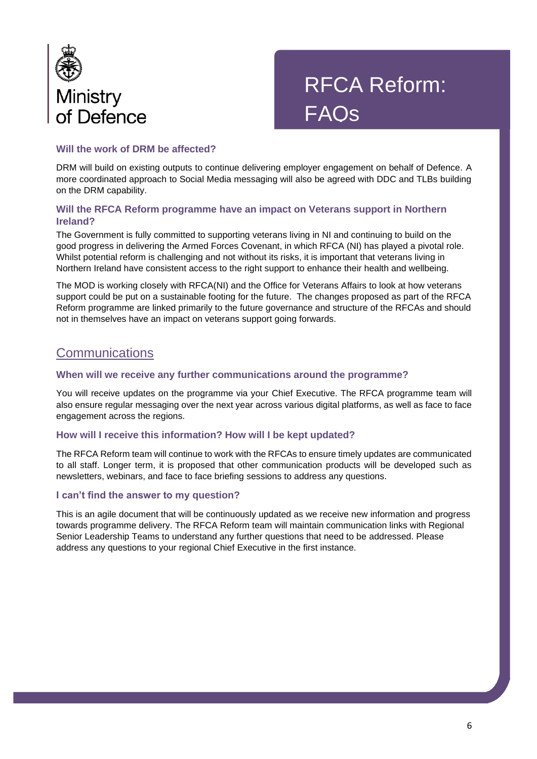Ministry of Defence

# RFCA Reform: FAQs

### Will the work of DRM be affected?

DRM will build on existing outputs to continue delivering employer engagement on behalf of Defence. A more coordinated approach to Social Media messaging will also be agreed with DDC and TLBs building on the DRM capability.

### Will the RFCA Reform programme have an impact on Veterans support in Northern Ireland?

The Government is fully committed to supporting veterans living in NI and continuing to build on the good progress in delivering the Armed Forces Covenant, in which RFCA (NI) has played a pivotal role. Whilst potential reform is challenging and not without its risks, it is important that veterans living in Northern Ireland have consistent access to the right support to enhance their health and wellbeing.

The MOD is working closely with RFCA(NI) and the Office for Veterans Affairs to look at how veterans support could be put on a sustainable footing for the future. The changes proposed as part of the RFCA Reform programme are linked primarily to the future governance and structure of the RFCAs and should not in themselves have an impact on veterans support going forwards.

## Communications

### When will we receive any further communications around the programme?

You will receive updates on the programme via your Chief Executive. The RFCA programme team will also ensure regular messaging over the next year across various digital platforms, as well as face to face engagement across the regions.

### How will I receive this information? How will I be kept updated?

The RFCA Reform team will continue to work with the RFCAs to ensure timely updates are communicated to all staff. Longer term, it is proposed that other communication products will be developed such as newsletters, webinars, and face to face briefing sessions to address any questions.

### I can't find the answer to my question?

This is an agile document that will be continuously updated as we receive new information and progress towards programme delivery. The RFCA Reform team will maintain communication links with Regional Senior Leadership Teams to understand any further questions that need to be addressed. Please address any questions to your regional Chief Executive in the first instance.